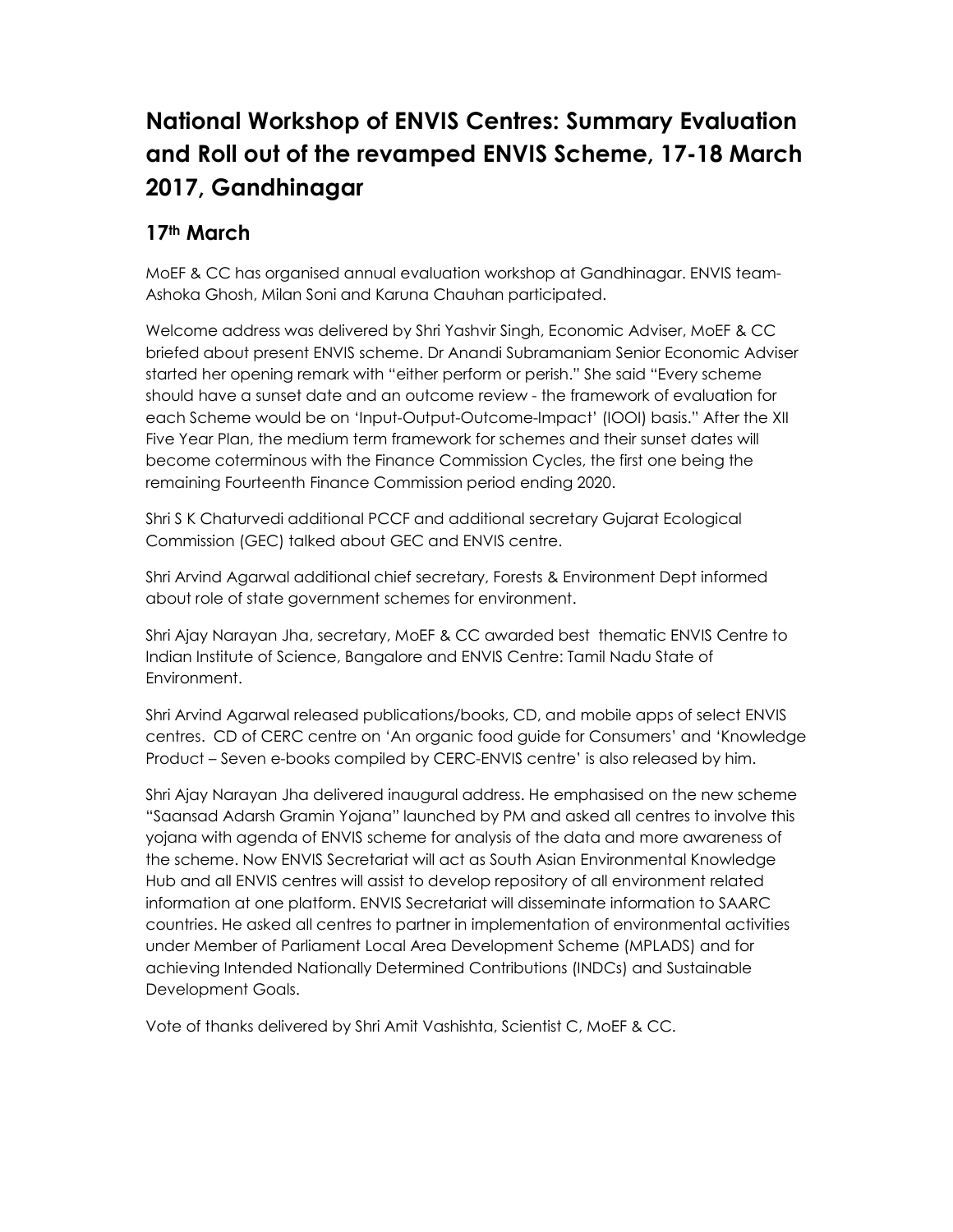# National Workshop of ENVIS Centres: Summary Evaluation and Roll out of the revamped ENVIS Scheme, 17-18 March 2017, Gandhinagar

## 17th March

MoEF & CC has organised annual evaluation workshop at Gandhinagar. ENVIS team- Ashoka Ghosh, Milan Soni and Karuna Chauhan participated.

Welcome address was delivered by Shri Yashvir Singh, Economic Adviser, MoEF & CC briefed about present ENVIS scheme. Dr Anandi Subramaniam Senior Economic Adviser started her opening remark with "either perform or perish." She said "Every scheme should have a sunset date and an outcome review - the framework of evaluation for each Scheme would be on 'Input-Output-Outcome-Impact' (IOOI) basis." After the XII Five Year Plan, the medium term framework for schemes and their sunset dates will become coterminous with the Finance Commission Cycles, the first one being the remaining Fourteenth Finance Commission period ending 2020.

Shri S K Chaturvedi additional PCCF and additional secretary Gujarat Ecological Commission (GEC) talked about GEC and ENVIS centre.

Shri Arvind Agarwal additional chief secretary, Forests & Environment Dept informed about role of state government schemes for environment.

Shri Ajay Narayan Jha, secretary, MoEF & CC awarded best thematic ENVIS Centre to Indian Institute of Science, Bangalore and ENVIS Centre: Tamil Nadu State of Environment.

Shri Arvind Agarwal released publications/books, CD, and mobile apps of select ENVIS centres. CD of CERC centre on 'An organic food guide for Consumers' and 'Knowledge Product – Seven e-books compiled by CERC-ENVIS centre' is also released by him.

Shri Ajay Narayan Jha delivered inaugural address. He emphasised on the new scheme "Saansad Adarsh Gramin Yojana" launched by PM and asked all centres to involve this yojana with agenda of ENVIS scheme for analysis of the data and more awareness of the scheme. Now ENVIS Secretariat will act as South Asian Environmental Knowledge Hub and all ENVIS centres will assist to develop repository of all environment related information at one platform. ENVIS Secretariat will disseminate information to SAARC countries. He asked all centres to partner in implementation of environmental activities under Member of Parliament Local Area Development Scheme (MPLADS) and for achieving Intended Nationally Determined Contributions (INDCs) and Sustainable Development Goals.

Vote of thanks delivered by Shri Amit Vashishta, Scientist C, MoEF & CC.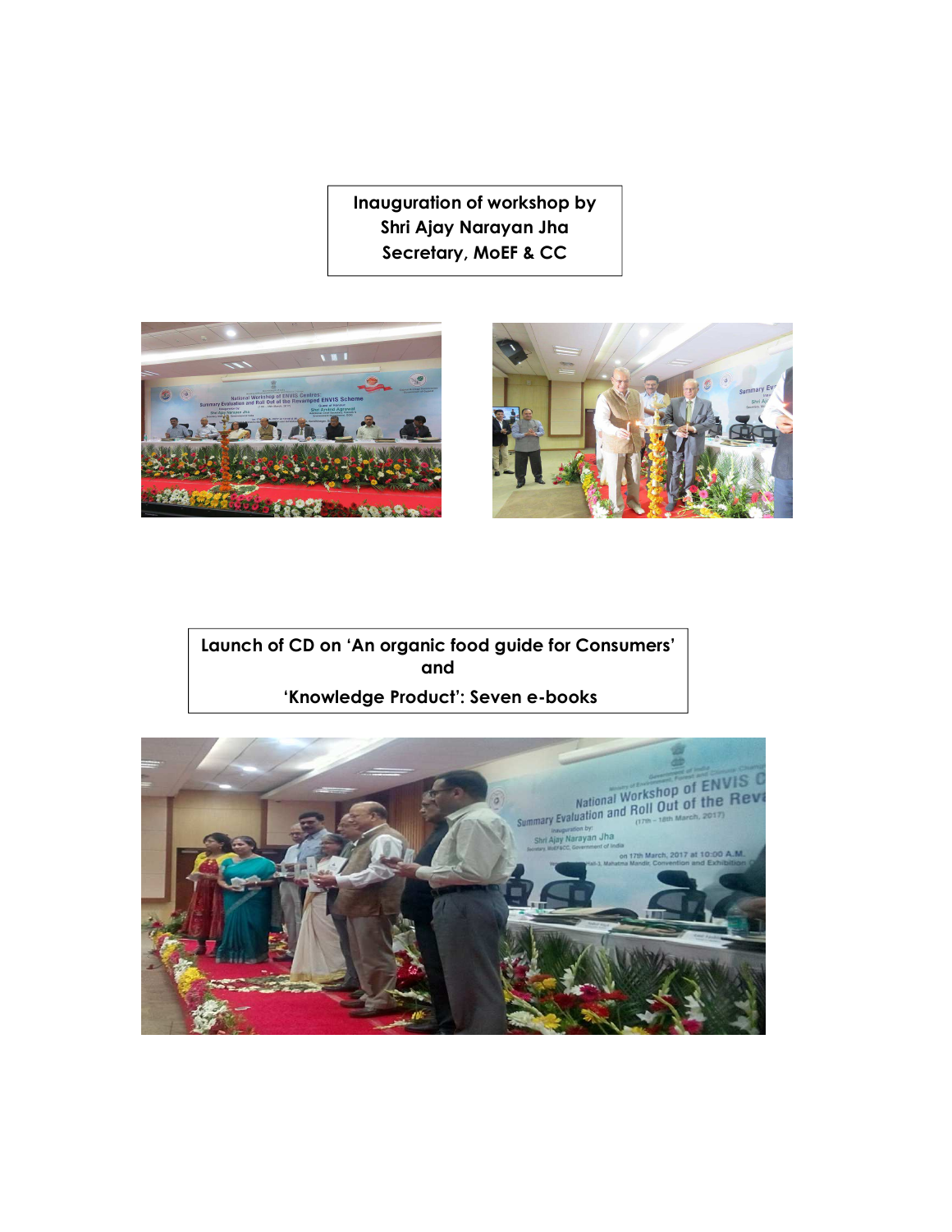**Inauguration of workshop by**
**Shri Ajay Narayan Jha**
**Secretary, MoEF & CC**

**Launch of CD on 'An organic food guide for Consumers'**
**and**
**'Knowledge Product': Seven e-books**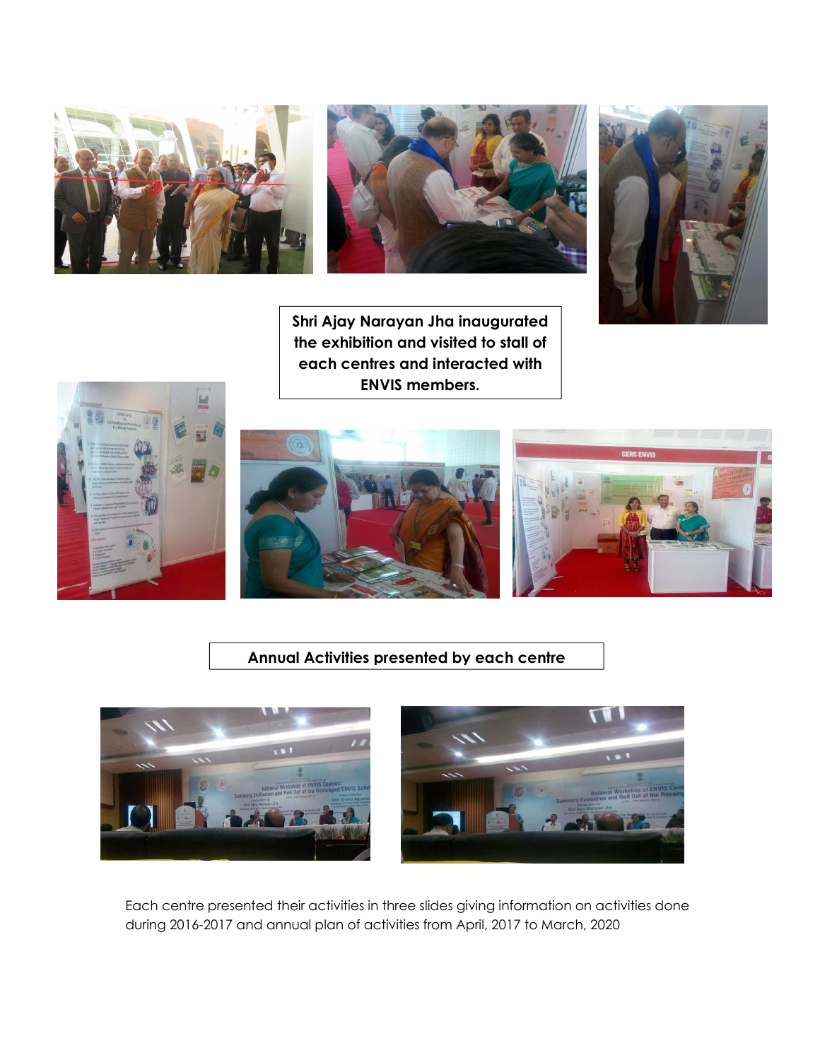Shri Ajay Narayan Jha inaugurated the exhibition and visited to stall of each centres and interacted with ENVIS members.

Annual Activities presented by each centre

Each centre presented their activities in three slides giving information on activities done during 2016-2017 and annual plan of activities from April, 2017 to March, 2020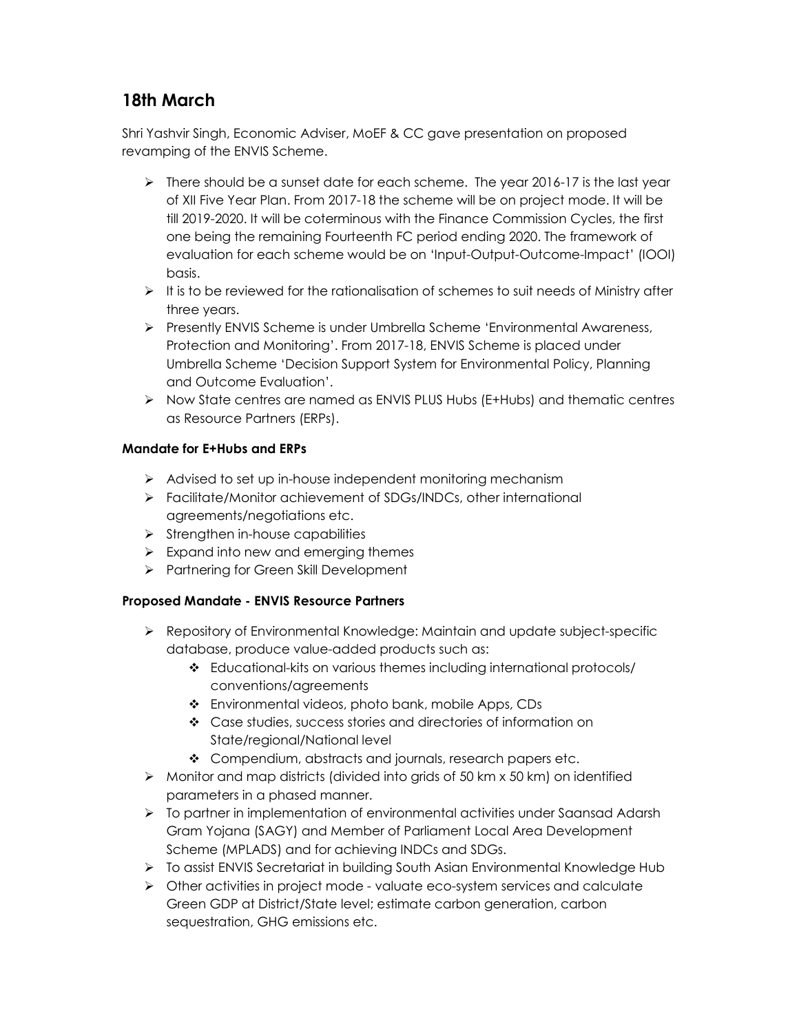## 18th March

Shri Yashvir Singh, Economic Adviser, MoEF & CC gave presentation on proposed revamping of the ENVIS Scheme.

- There should be a sunset date for each scheme. The year 2016-17 is the last year of XII Five Year Plan. From 2017-18 the scheme will be on project mode. It will be till 2019-2020. It will be coterminous with the Finance Commission Cycles, the first one being the remaining Fourteenth FC period ending 2020. The framework of evaluation for each scheme would be on 'Input-Output-Outcome-Impact' (IOOI) basis.
- It is to be reviewed for the rationalisation of schemes to suit needs of Ministry after three years.
- Presently ENVIS Scheme is under Umbrella Scheme 'Environmental Awareness, Protection and Monitoring'. From 2017-18, ENVIS Scheme is placed under Umbrella Scheme 'Decision Support System for Environmental Policy, Planning and Outcome Evaluation'.
- Now State centres are named as ENVIS PLUS Hubs (E+Hubs) and thematic centres as Resource Partners (ERPs).

**Mandate for E+Hubs and ERPs**

- Advised to set up in-house independent monitoring mechanism
- Facilitate/Monitor achievement of SDGs/INDCs, other international agreements/negotiations etc.
- Strengthen in-house capabilities
- Expand into new and emerging themes
- Partnering for Green Skill Development

**Proposed Mandate - ENVIS Resource Partners**

- Repository of Environmental Knowledge: Maintain and update subject-specific database, produce value-added products such as:
  - Educational-kits on various themes including international protocols/ conventions/agreements
  - Environmental videos, photo bank, mobile Apps, CDs
  - Case studies, success stories and directories of information on State/regional/National level
  - Compendium, abstracts and journals, research papers etc.
- Monitor and map districts (divided into grids of 50 km x 50 km) on identified parameters in a phased manner.
- To partner in implementation of environmental activities under Saansad Adarsh Gram Yojana (SAGY) and Member of Parliament Local Area Development Scheme (MPLADS) and for achieving INDCs and SDGs.
- To assist ENVIS Secretariat in building South Asian Environmental Knowledge Hub
- Other activities in project mode - valuate eco-system services and calculate Green GDP at District/State level; estimate carbon generation, carbon sequestration, GHG emissions etc.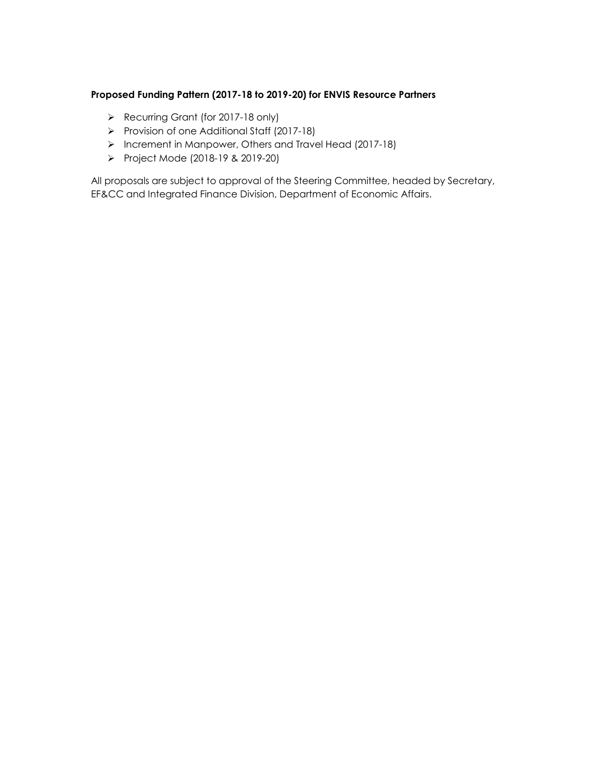**Proposed Funding Pattern (2017-18 to 2019-20) for ENVIS Resource Partners**

- Recurring Grant (for 2017-18 only)
- Provision of one Additional Staff (2017-18)
- Increment in Manpower, Others and Travel Head (2017-18)
- Project Mode (2018-19 & 2019-20)

All proposals are subject to approval of the Steering Committee, headed by Secretary, EF&CC and Integrated Finance Division, Department of Economic Affairs.